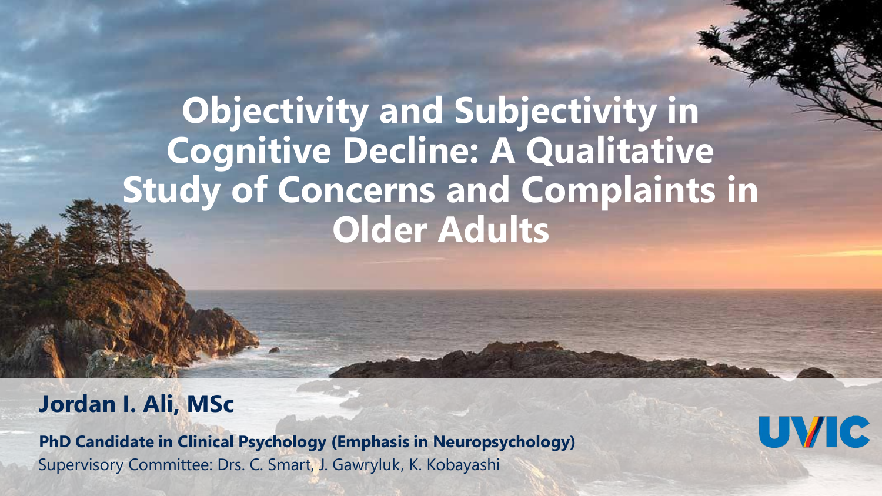# Objectivity and Subjectivity in Cognitive Decline: A Qualitative Study of Concerns and Complaints in Older Adults

**Jordan I. Ali, MSc**

**PhD Candidate in Clinical Psychology (Emphasis in Neuropsychology)**

Supervisory Committee: Drs. C. Smart, J. Gawryluk, K. Kobayashi

UVIC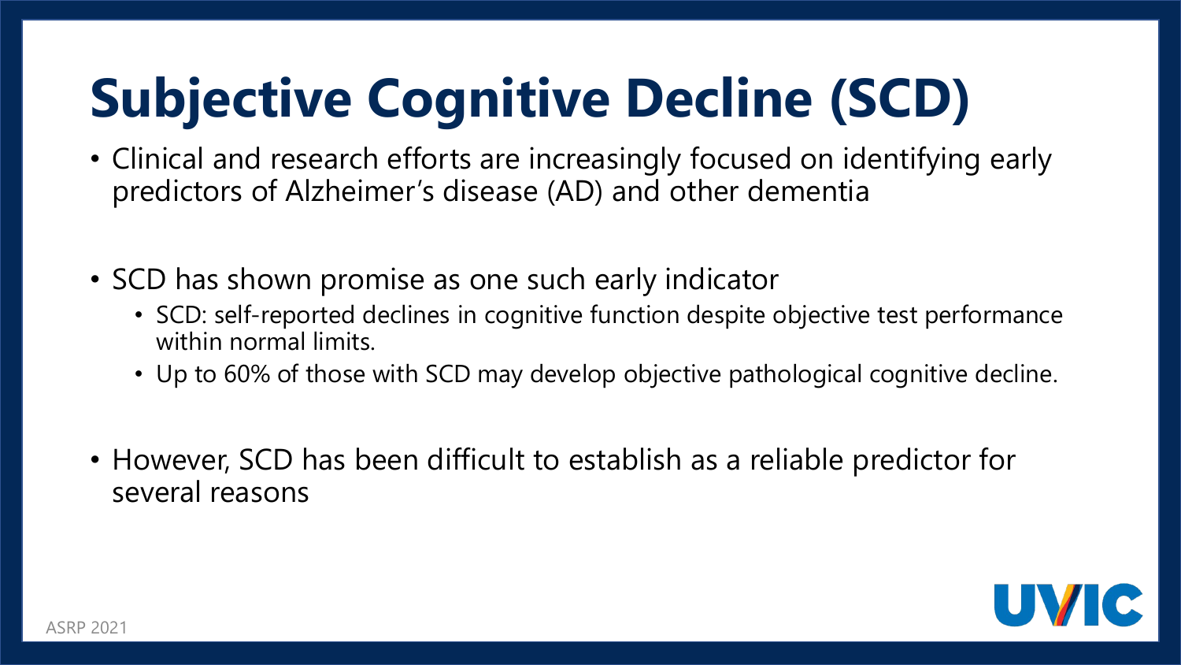# Subjective Cognitive Decline (SCD)

- Clinical and research efforts are increasingly focused on identifying early predictors of Alzheimer's disease (AD) and other dementia

- SCD has shown promise as one such early indicator
  - SCD: self-reported declines in cognitive function despite objective test performance within normal limits.
  - Up to 60% of those with SCD may develop objective pathological cognitive decline.

- However, SCD has been difficult to establish as a reliable predictor for several reasons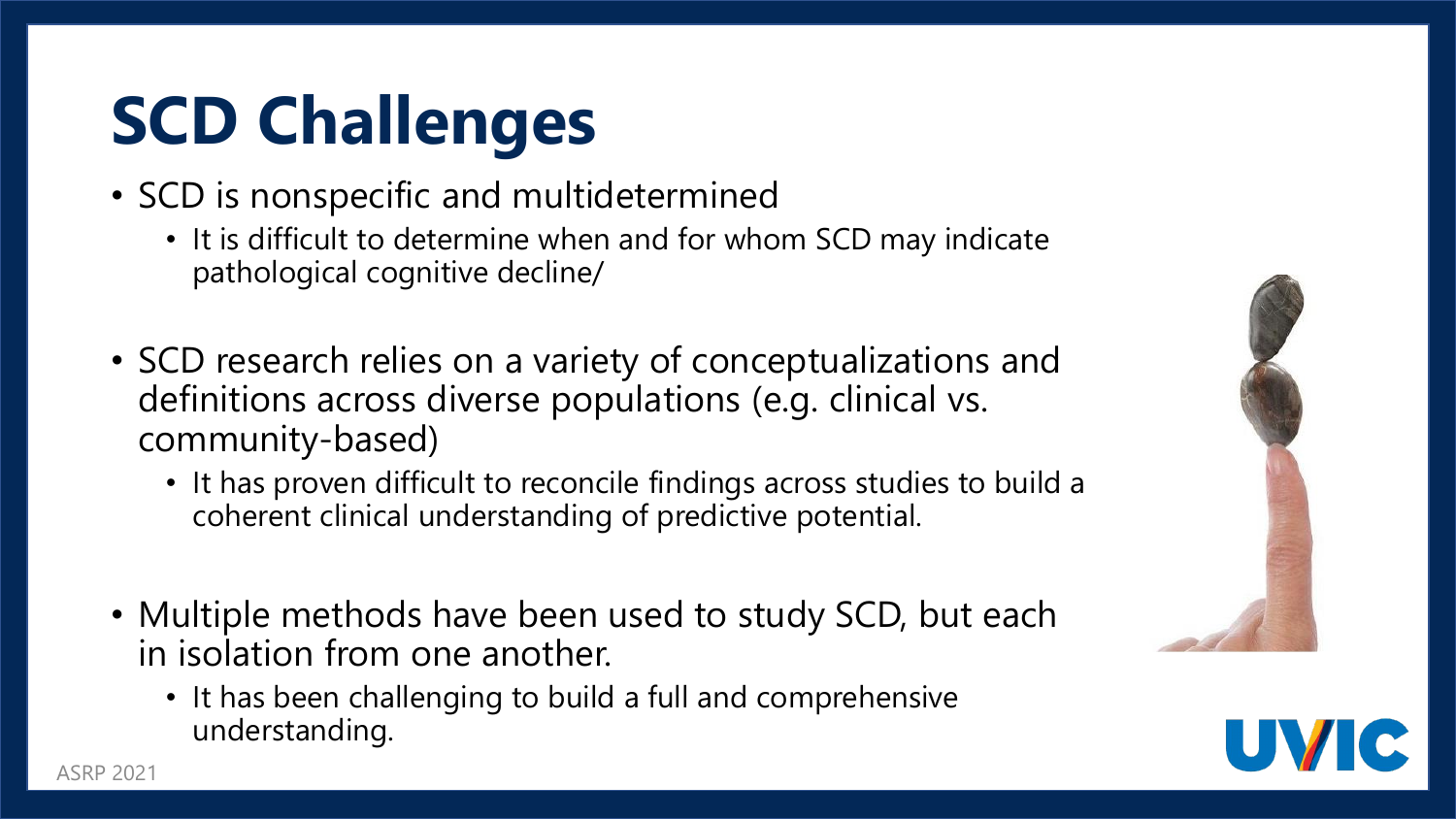# SCD Challenges

- SCD is nonspecific and multidetermined
  - It is difficult to determine when and for whom SCD may indicate pathological cognitive decline/
- SCD research relies on a variety of conceptualizations and definitions across diverse populations (e.g. clinical vs. community-based)
  - It has proven difficult to reconcile findings across studies to build a coherent clinical understanding of predictive potential.
- Multiple methods have been used to study SCD, but each in isolation from one another.
  - It has been challenging to build a full and comprehensive understanding.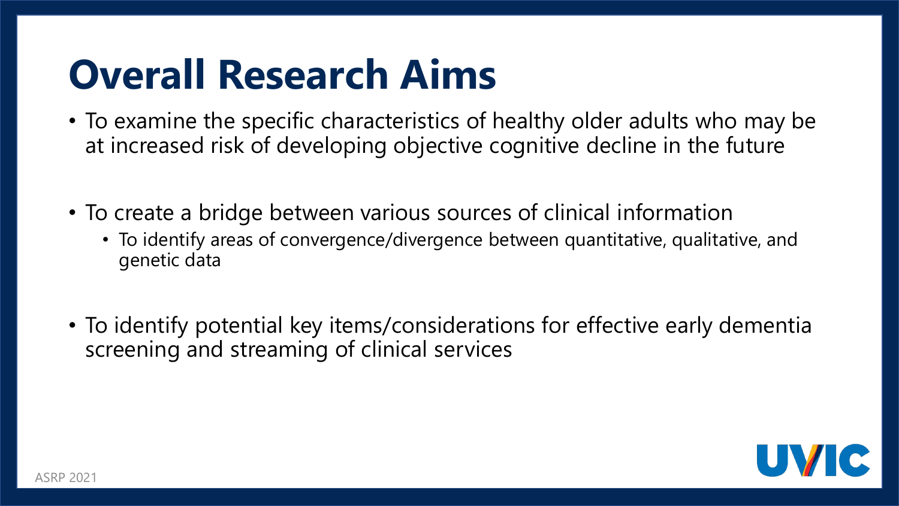# Overall Research Aims

- To examine the specific characteristics of healthy older adults who may be at increased risk of developing objective cognitive decline in the future
- To create a bridge between various sources of clinical information
  - To identify areas of convergence/divergence between quantitative, qualitative, and genetic data
- To identify potential key items/considerations for effective early dementia screening and streaming of clinical services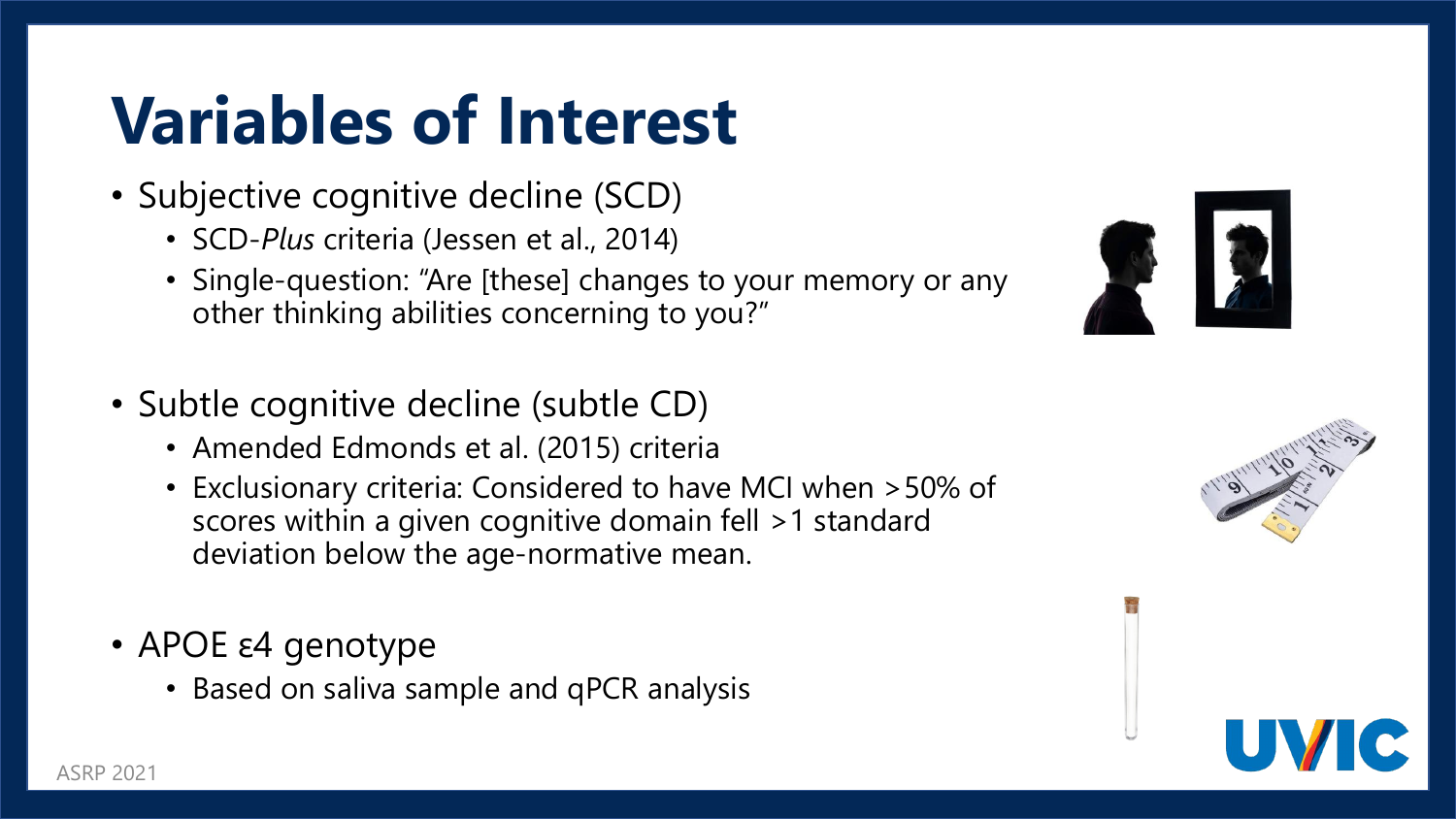# Variables of Interest

- Subjective cognitive decline (SCD)
  - SCD-*Plus* criteria (Jessen et al., 2014)
  - Single-question: "Are [these] changes to your memory or any other thinking abilities concerning to you?"

- Subtle cognitive decline (subtle CD)
  - Amended Edmonds et al. (2015) criteria
  - Exclusionary criteria: Considered to have MCI when >50% of scores within a given cognitive domain fell >1 standard deviation below the age-normative mean.

- APOE ε4 genotype
  - Based on saliva sample and qPCR analysis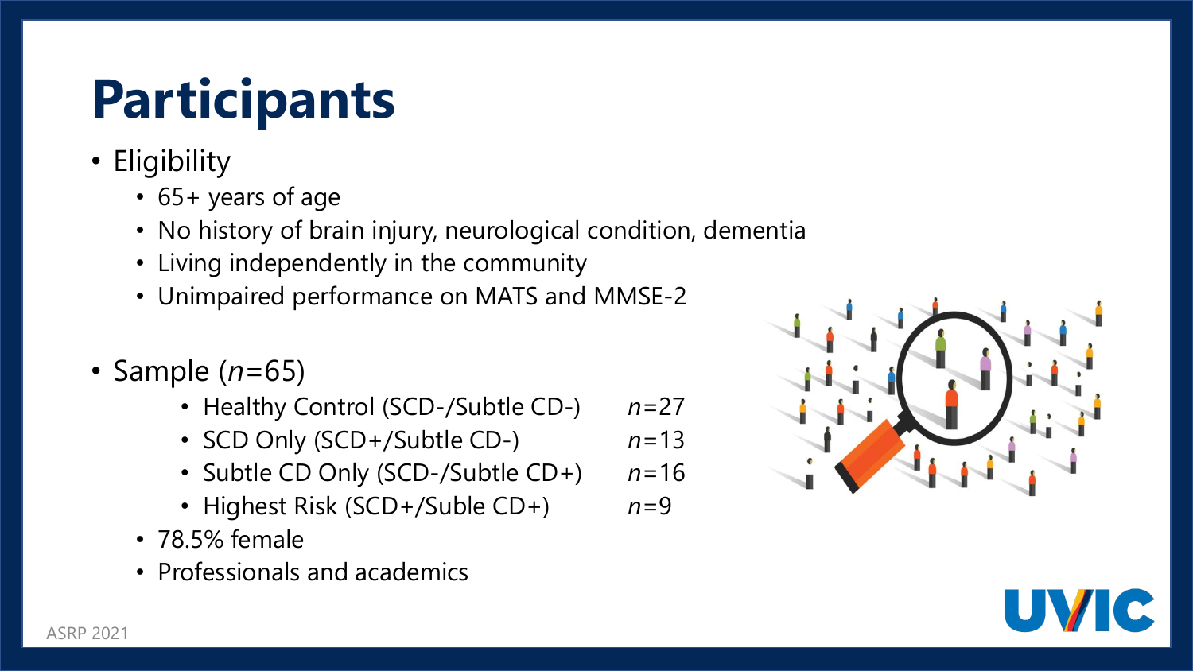# Participants

- Eligibility
  - 65+ years of age
  - No history of brain injury, neurological condition, dementia
  - Living independently in the community
  - Unimpaired performance on MATS and MMSE-2

- Sample (*n*=65)
  - Healthy Control (SCD-/Subtle CD-) *n*=27
  - SCD Only (SCD+/Subtle CD-) *n*=13
  - Subtle CD Only (SCD-/Subtle CD+) *n*=16
  - Highest Risk (SCD+/Suble CD+) *n*=9
  - 78.5% female
  - Professionals and academics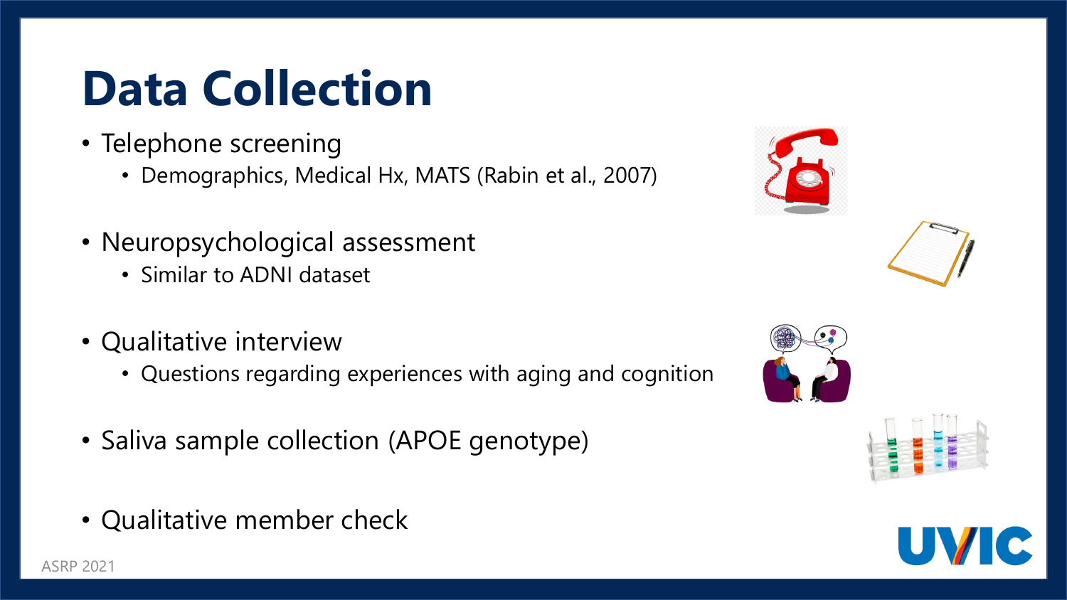# Data Collection

- Telephone screening
  - Demographics, Medical Hx, MATS (Rabin et al., 2007)
- Neuropsychological assessment
  - Similar to ADNI dataset
- Qualitative interview
  - Questions regarding experiences with aging and cognition
- Saliva sample collection (APOE genotype)
- Qualitative member check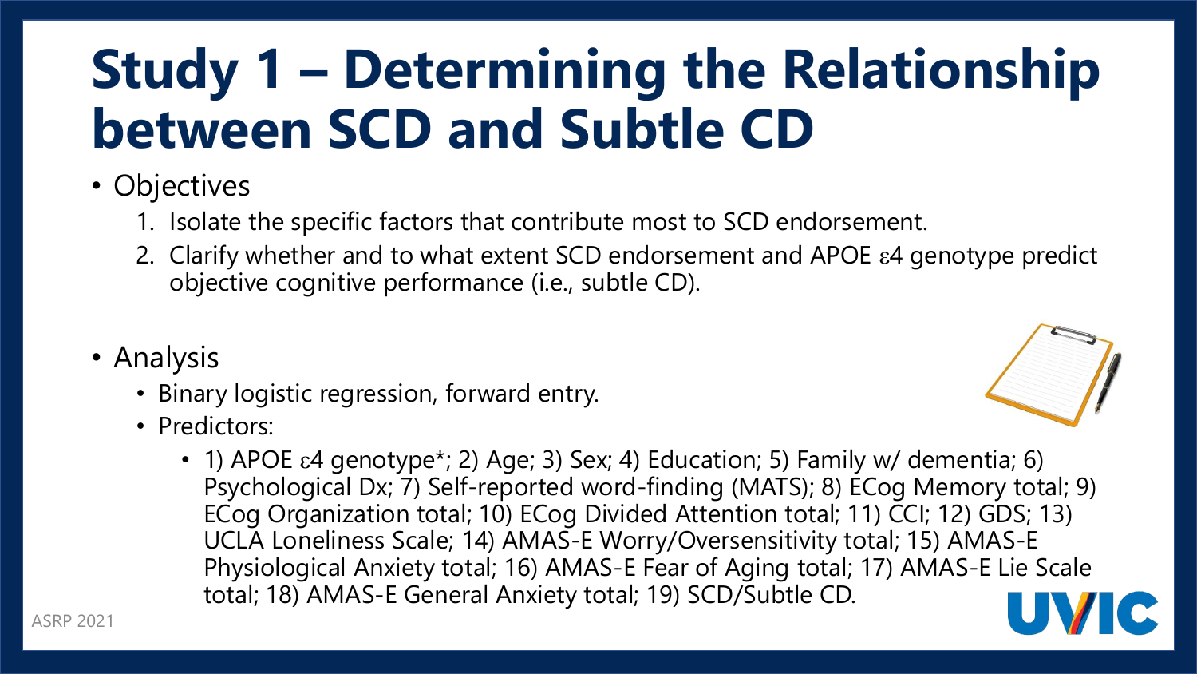# Study 1 – Determining the Relationship between SCD and Subtle CD

- Objectives
  1. Isolate the specific factors that contribute most to SCD endorsement.
  2. Clarify whether and to what extent SCD endorsement and APOE ε4 genotype predict objective cognitive performance (i.e., subtle CD).

- Analysis
  - Binary logistic regression, forward entry.
  - Predictors:
    - 1) APOE ε4 genotype*; 2) Age; 3) Sex; 4) Education; 5) Family w/ dementia; 6) Psychological Dx; 7) Self-reported word-finding (MATS); 8) ECog Memory total; 9) ECog Organization total; 10) ECog Divided Attention total; 11) CCI; 12) GDS; 13) UCLA Loneliness Scale; 14) AMAS-E Worry/Oversensitivity total; 15) AMAS-E Physiological Anxiety total; 16) AMAS-E Fear of Aging total; 17) AMAS-E Lie Scale total; 18) AMAS-E General Anxiety total; 19) SCD/Subtle CD.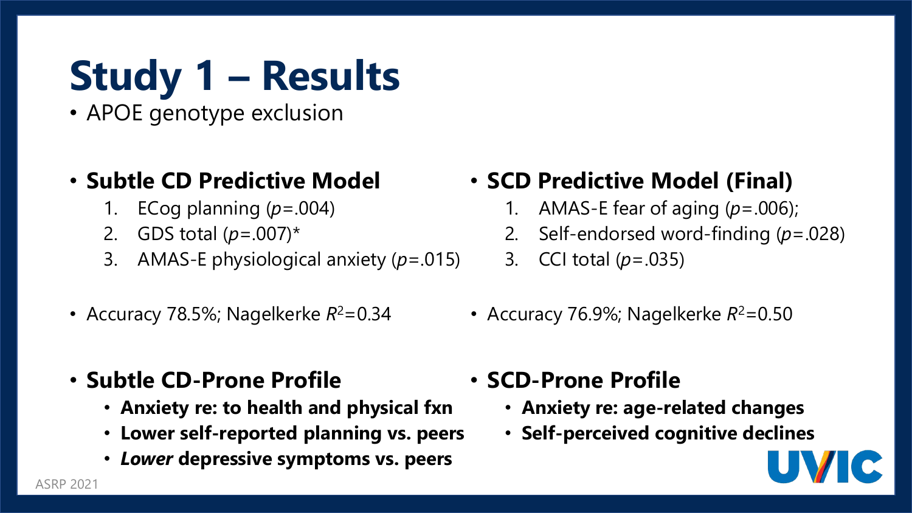# Study 1 – Results

- APOE genotype exclusion

- **Subtle CD Predictive Model**
  1. ECog planning (*p*=.004)
  2. GDS total (*p*=.007)*
  3. AMAS-E physiological anxiety (*p*=.015)

- Accuracy 78.5%; Nagelkerke $R^2$=0.34

- **Subtle CD-Prone Profile**
  - **Anxiety re: to health and physical fxn**
  - **Lower self-reported planning vs. peers**
  - ***Lower* depressive symptoms vs. peers**

- **SCD Predictive Model (Final)**
  1. AMAS-E fear of aging (*p*=.006);
  2. Self-endorsed word-finding (*p*=.028)
  3. CCI total (*p*=.035)

- Accuracy 76.9%; Nagelkerke $R^2$=0.50

- **SCD-Prone Profile**
  - **Anxiety re: age-related changes**
  - **Self-perceived cognitive declines**

ASRP 2021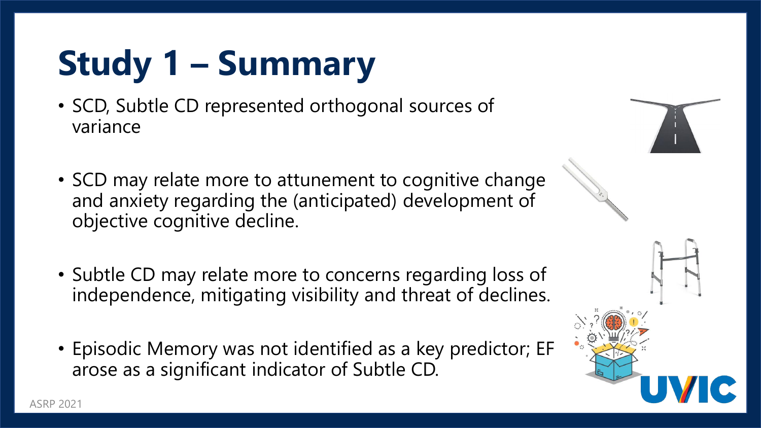# Study 1 – Summary

- SCD, Subtle CD represented orthogonal sources of variance
- SCD may relate more to attunement to cognitive change and anxiety regarding the (anticipated) development of objective cognitive decline.
- Subtle CD may relate more to concerns regarding loss of independence, mitigating visibility and threat of declines.
- Episodic Memory was not identified as a key predictor; EF arose as a significant indicator of Subtle CD.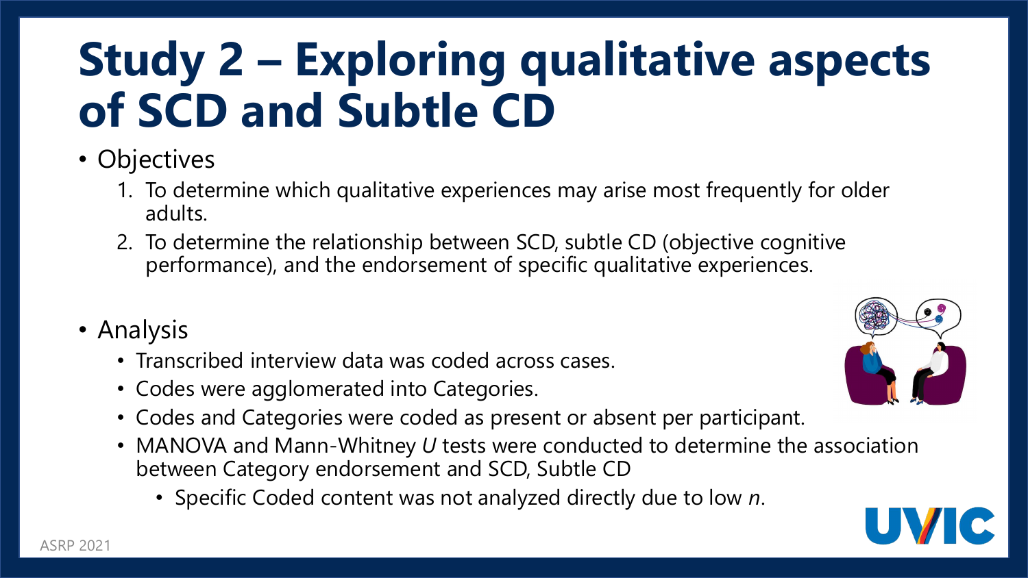# Study 2 – Exploring qualitative aspects of SCD and Subtle CD

- Objectives
  1. To determine which qualitative experiences may arise most frequently for older adults.
  2. To determine the relationship between SCD, subtle CD (objective cognitive performance), and the endorsement of specific qualitative experiences.

- Analysis
  - Transcribed interview data was coded across cases.
  - Codes were agglomerated into Categories.
  - Codes and Categories were coded as present or absent per participant.
  - MANOVA and Mann-Whitney *U* tests were conducted to determine the association between Category endorsement and SCD, Subtle CD
    - Specific Coded content was not analyzed directly due to low *n*.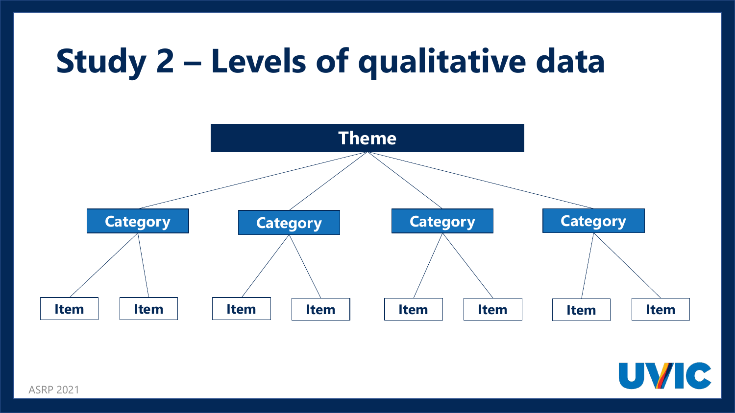# Study 2 – Levels of qualitative data

Theme

- Category
  - Item
  - Item
- Category
  - Item
  - Item
- Category
  - Item
  - Item
- Category
  - Item
  - Item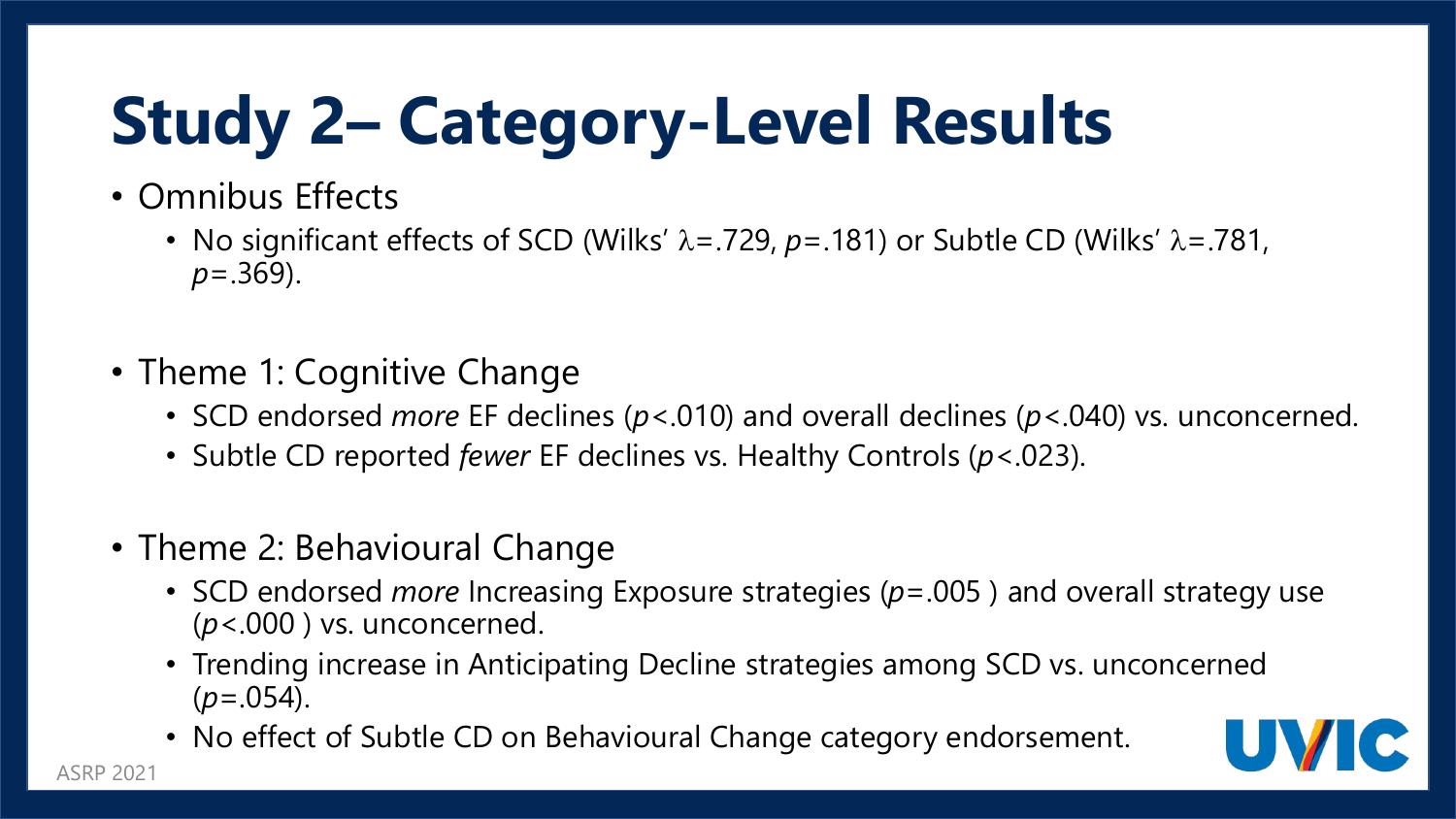# Study 2– Category-Level Results

- Omnibus Effects
  - No significant effects of SCD (Wilks' $\lambda$=.729, $p$=.181) or Subtle CD (Wilks' $\lambda$=.781, $p$=.369).
- Theme 1: Cognitive Change
  - SCD endorsed *more* EF declines ($p$<.010) and overall declines ($p$<.040) vs. unconcerned.
  - Subtle CD reported *fewer* EF declines vs. Healthy Controls ($p$<.023).
- Theme 2: Behavioural Change
  - SCD endorsed *more* Increasing Exposure strategies ($p$=.005 ) and overall strategy use ($p$<.000 ) vs. unconcerned.
  - Trending increase in Anticipating Decline strategies among SCD vs. unconcerned ($p$=.054).
  - No effect of Subtle CD on Behavioural Change category endorsement.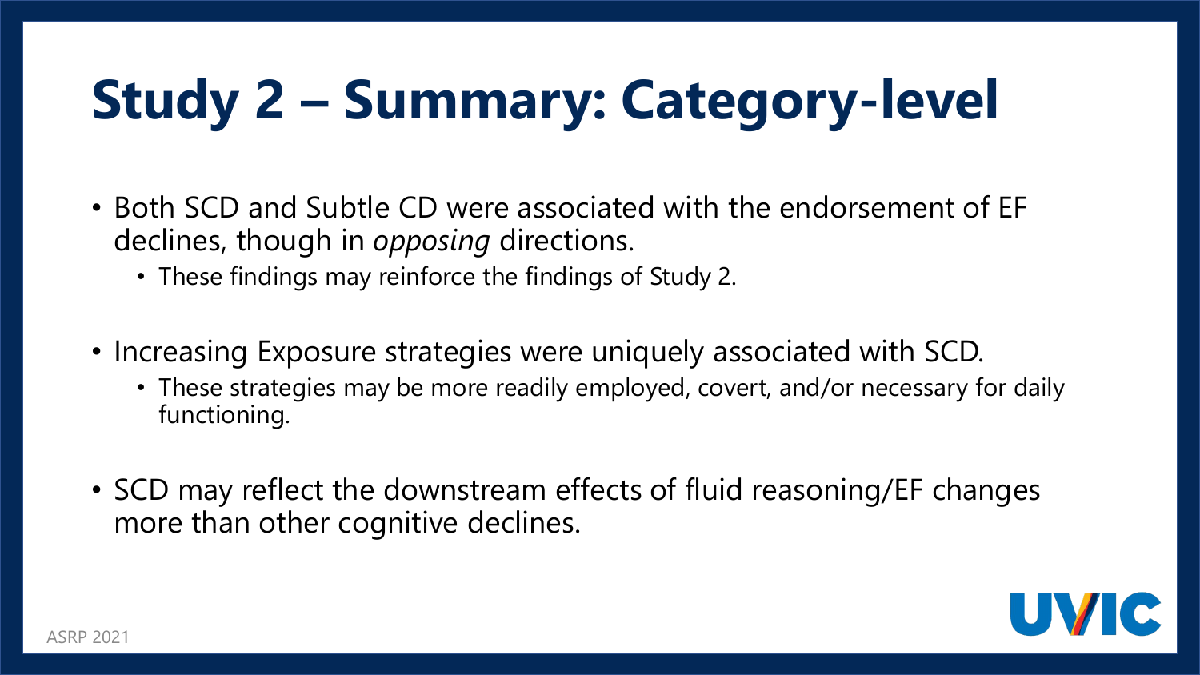# Study 2 – Summary: Category-level

- Both SCD and Subtle CD were associated with the endorsement of EF declines, though in *opposing* directions.
  - These findings may reinforce the findings of Study 2.
- Increasing Exposure strategies were uniquely associated with SCD.
  - These strategies may be more readily employed, covert, and/or necessary for daily functioning.
- SCD may reflect the downstream effects of fluid reasoning/EF changes more than other cognitive declines.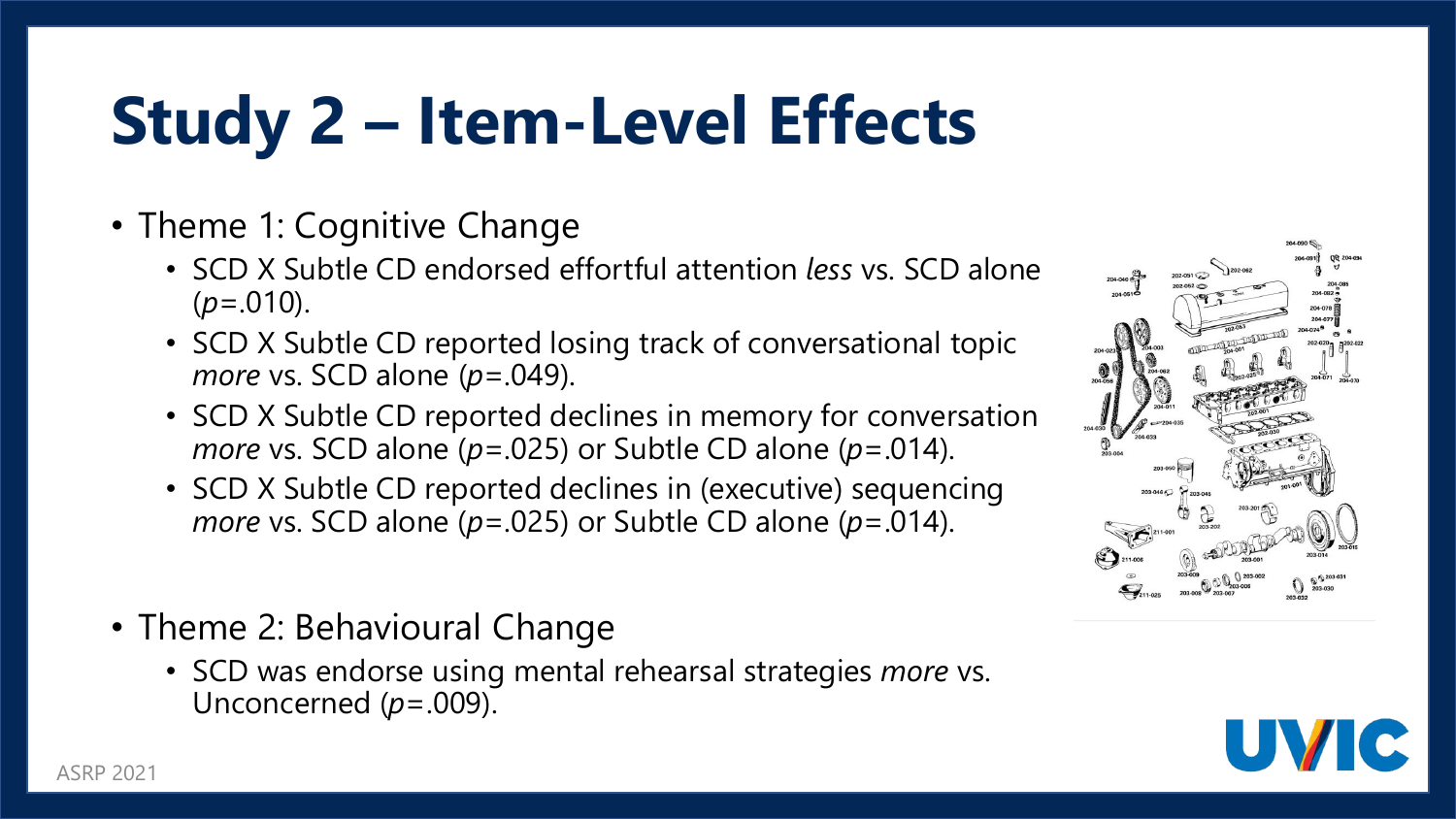# Study 2 – Item-Level Effects

- Theme 1: Cognitive Change
  - SCD X Subtle CD endorsed effortful attention *less* vs. SCD alone ($p$=.010).
  - SCD X Subtle CD reported losing track of conversational topic *more* vs. SCD alone ($p$=.049).
  - SCD X Subtle CD reported declines in memory for conversation *more* vs. SCD alone ($p$=.025) or Subtle CD alone ($p$=.014).
  - SCD X Subtle CD reported declines in (executive) sequencing *more* vs. SCD alone ($p$=.025) or Subtle CD alone ($p$=.014).

- Theme 2: Behavioural Change
  - SCD was endorse using mental rehearsal strategies *more* vs. Unconcerned ($p$=.009).

ASRP 2021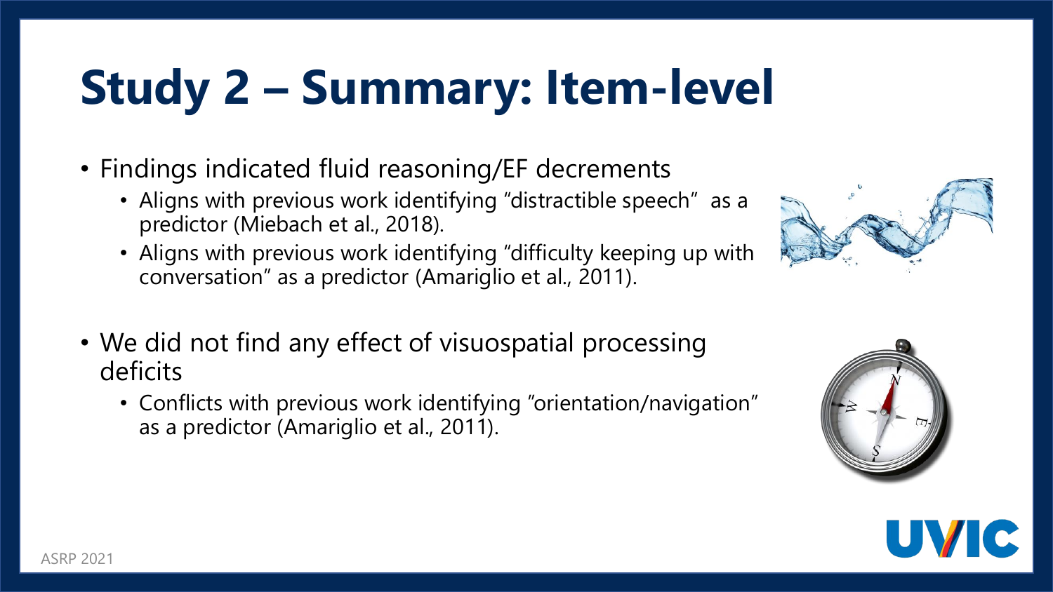# Study 2 – Summary: Item-level

- Findings indicated fluid reasoning/EF decrements
  - Aligns with previous work identifying "distractible speech" as a predictor (Miebach et al., 2018).
  - Aligns with previous work identifying "difficulty keeping up with conversation" as a predictor (Amariglio et al., 2011).

- We did not find any effect of visuospatial processing deficits
  - Conflicts with previous work identifying "orientation/navigation" as a predictor (Amariglio et al., 2011).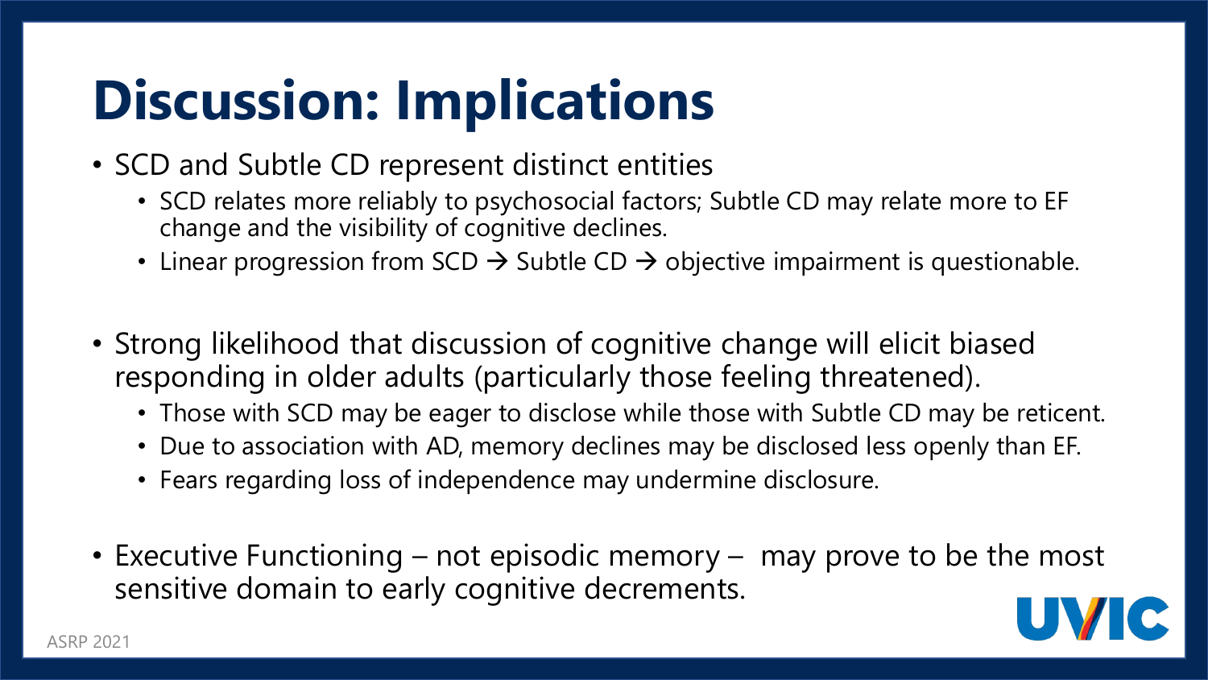# Discussion: Implications

- SCD and Subtle CD represent distinct entities
  - SCD relates more reliably to psychosocial factors; Subtle CD may relate more to EF change and the visibility of cognitive declines.
  - Linear progression from SCD → Subtle CD → objective impairment is questionable.
- Strong likelihood that discussion of cognitive change will elicit biased responding in older adults (particularly those feeling threatened).
  - Those with SCD may be eager to disclose while those with Subtle CD may be reticent.
  - Due to association with AD, memory declines may be disclosed less openly than EF.
  - Fears regarding loss of independence may undermine disclosure.
- Executive Functioning – not episodic memory – may prove to be the most sensitive domain to early cognitive decrements.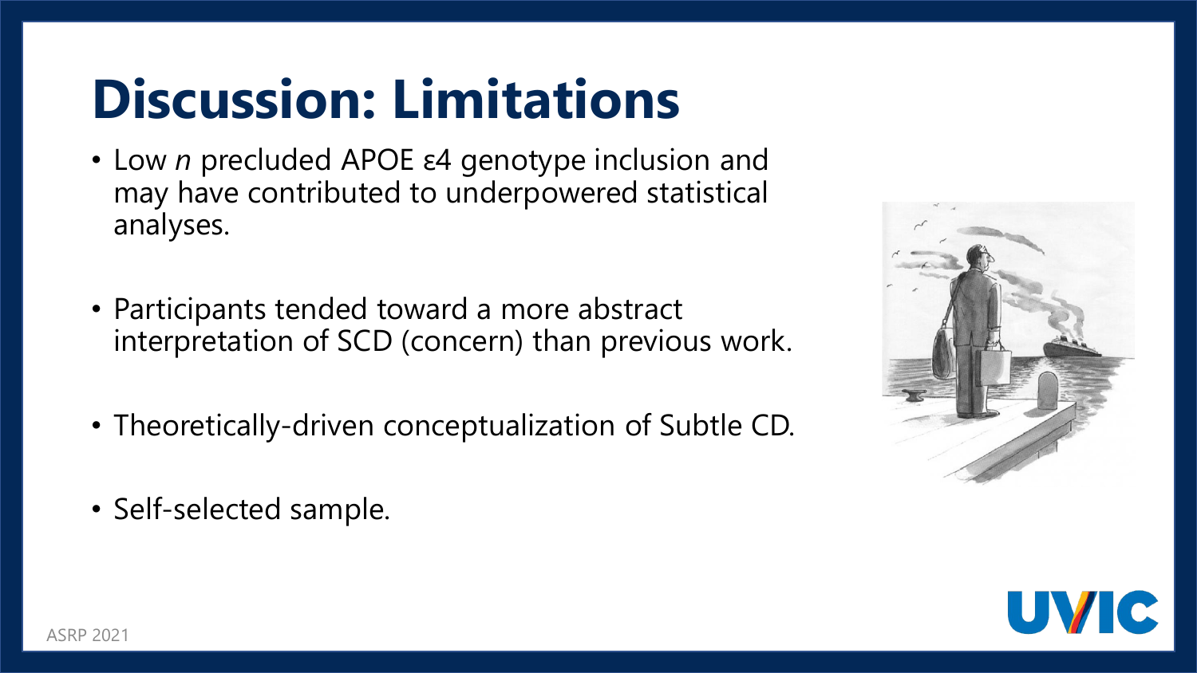# Discussion: Limitations

- Low *n* precluded APOE ε4 genotype inclusion and may have contributed to underpowered statistical analyses.
- Participants tended toward a more abstract interpretation of SCD (concern) than previous work.
- Theoretically-driven conceptualization of Subtle CD.
- Self-selected sample.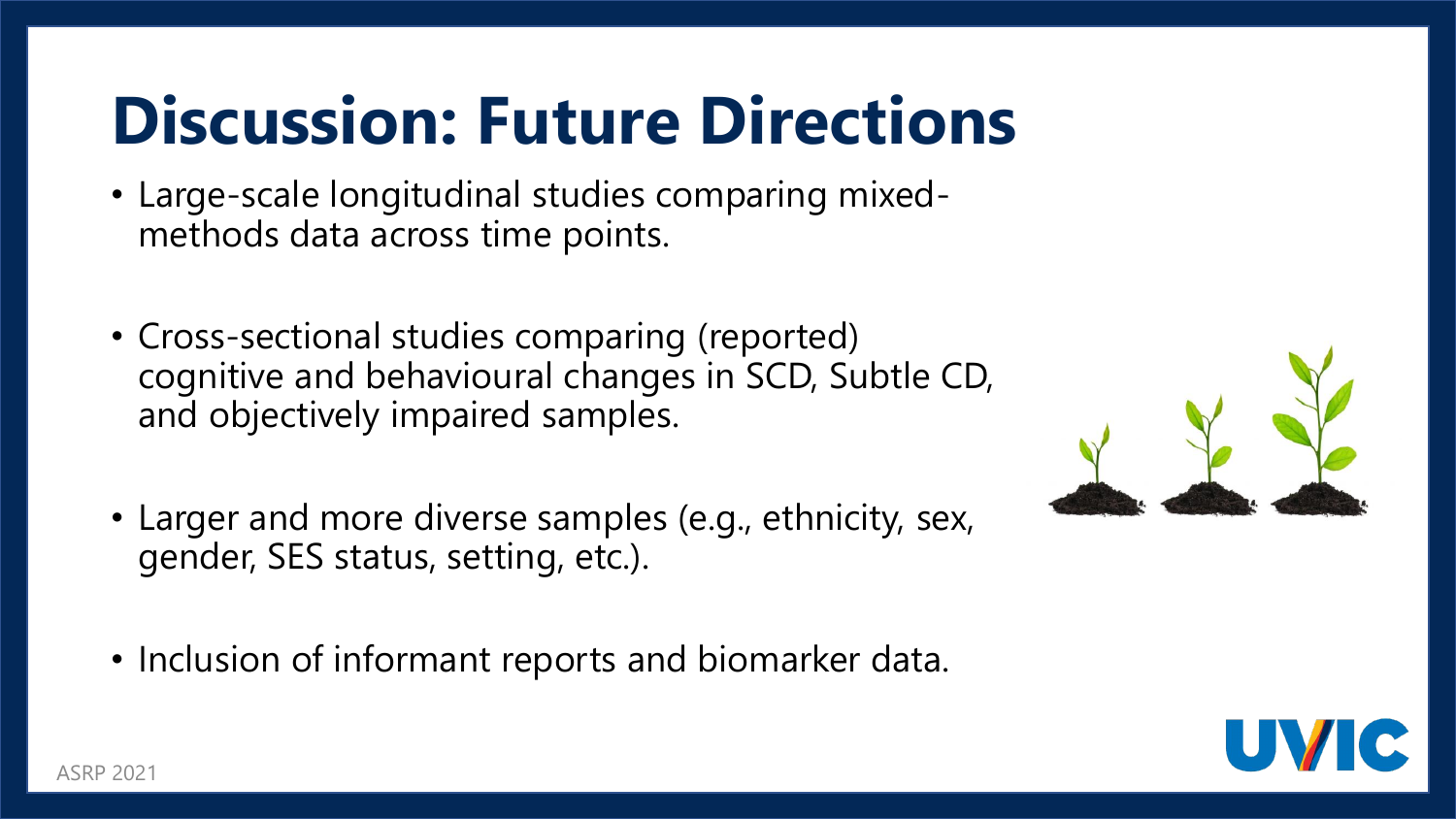# Discussion: Future Directions

- Large-scale longitudinal studies comparing mixed-methods data across time points.
- Cross-sectional studies comparing (reported) cognitive and behavioural changes in SCD, Subtle CD, and objectively impaired samples.
- Larger and more diverse samples (e.g., ethnicity, sex, gender, SES status, setting, etc.).
- Inclusion of informant reports and biomarker data.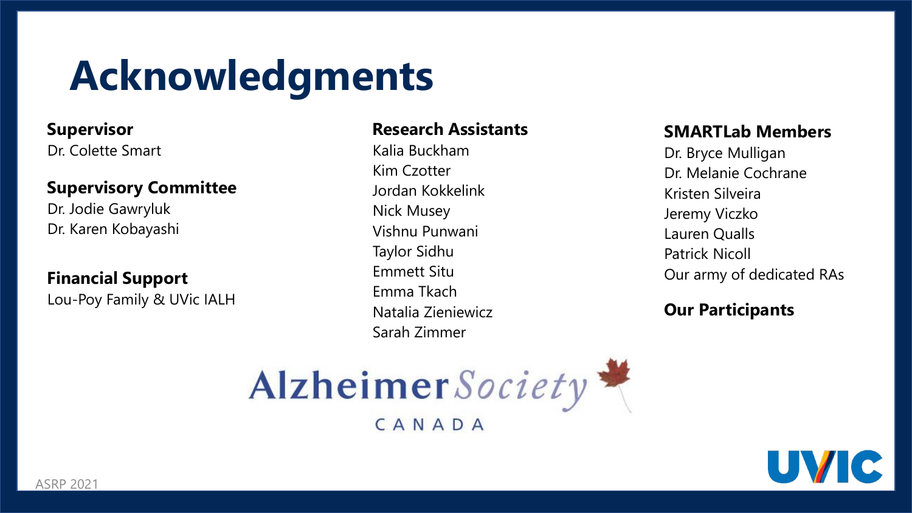# Acknowledgments

**Supervisor**
Dr. Colette Smart

**Supervisory Committee**
Dr. Jodie Gawryluk
Dr. Karen Kobayashi

**Financial Support**
Lou-Poy Family & UVic IALH

**Research Assistants**
Kalia Buckham
Kim Czotter
Jordan Kokkelink
Nick Musey
Vishnu Punwani
Taylor Sidhu
Emmett Situ
Emma Tkach
Natalia Zieniewicz
Sarah Zimmer

**SMARTLab Members**
Dr. Bryce Mulligan
Dr. Melanie Cochrane
Kristen Silveira
Jeremy Viczko
Lauren Qualls
Patrick Nicoll
Our army of dedicated RAs

**Our Participants**

Alzheimer Society CANADA

UVIC

ASRP 2021